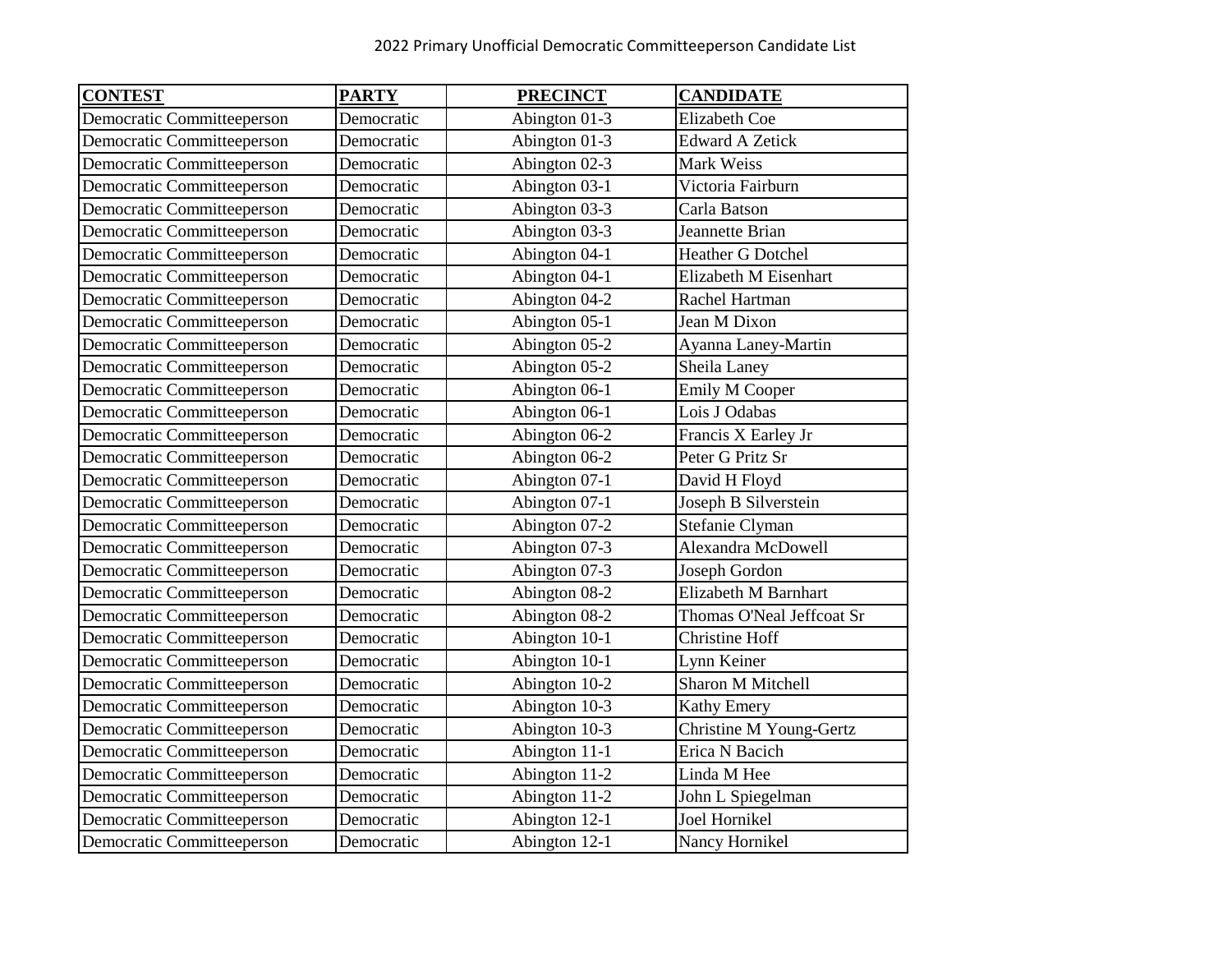# 2022 Primary Unofficial Democratic Committeeperson Candidate List

| CONTEST | PARTY | PRECINCT | CANDIDATE |
|---|---|---|---|
| Democratic Committeeperson | Democratic | Abington 01-3 | Elizabeth Coe |
| Democratic Committeeperson | Democratic | Abington 01-3 | Edward A Zetick |
| Democratic Committeeperson | Democratic | Abington 02-3 | Mark Weiss |
| Democratic Committeeperson | Democratic | Abington 03-1 | Victoria Fairburn |
| Democratic Committeeperson | Democratic | Abington 03-3 | Carla Batson |
| Democratic Committeeperson | Democratic | Abington 03-3 | Jeannette Brian |
| Democratic Committeeperson | Democratic | Abington 04-1 | Heather G Dotchel |
| Democratic Committeeperson | Democratic | Abington 04-1 | Elizabeth M Eisenhart |
| Democratic Committeeperson | Democratic | Abington 04-2 | Rachel Hartman |
| Democratic Committeeperson | Democratic | Abington 05-1 | Jean M Dixon |
| Democratic Committeeperson | Democratic | Abington 05-2 | Ayanna Laney-Martin |
| Democratic Committeeperson | Democratic | Abington 05-2 | Sheila Laney |
| Democratic Committeeperson | Democratic | Abington 06-1 | Emily M Cooper |
| Democratic Committeeperson | Democratic | Abington 06-1 | Lois J Odabas |
| Democratic Committeeperson | Democratic | Abington 06-2 | Francis X Earley Jr |
| Democratic Committeeperson | Democratic | Abington 06-2 | Peter G Pritz Sr |
| Democratic Committeeperson | Democratic | Abington 07-1 | David H Floyd |
| Democratic Committeeperson | Democratic | Abington 07-1 | Joseph B Silverstein |
| Democratic Committeeperson | Democratic | Abington 07-2 | Stefanie Clyman |
| Democratic Committeeperson | Democratic | Abington 07-3 | Alexandra McDowell |
| Democratic Committeeperson | Democratic | Abington 07-3 | Joseph Gordon |
| Democratic Committeeperson | Democratic | Abington 08-2 | Elizabeth M Barnhart |
| Democratic Committeeperson | Democratic | Abington 08-2 | Thomas O'Neal Jeffcoat Sr |
| Democratic Committeeperson | Democratic | Abington 10-1 | Christine Hoff |
| Democratic Committeeperson | Democratic | Abington 10-1 | Lynn Keiner |
| Democratic Committeeperson | Democratic | Abington 10-2 | Sharon M Mitchell |
| Democratic Committeeperson | Democratic | Abington 10-3 | Kathy Emery |
| Democratic Committeeperson | Democratic | Abington 10-3 | Christine M Young-Gertz |
| Democratic Committeeperson | Democratic | Abington 11-1 | Erica N Bacich |
| Democratic Committeeperson | Democratic | Abington 11-2 | Linda M Hee |
| Democratic Committeeperson | Democratic | Abington 11-2 | John L Spiegelman |
| Democratic Committeeperson | Democratic | Abington 12-1 | Joel Hornikel |
| Democratic Committeeperson | Democratic | Abington 12-1 | Nancy Hornikel |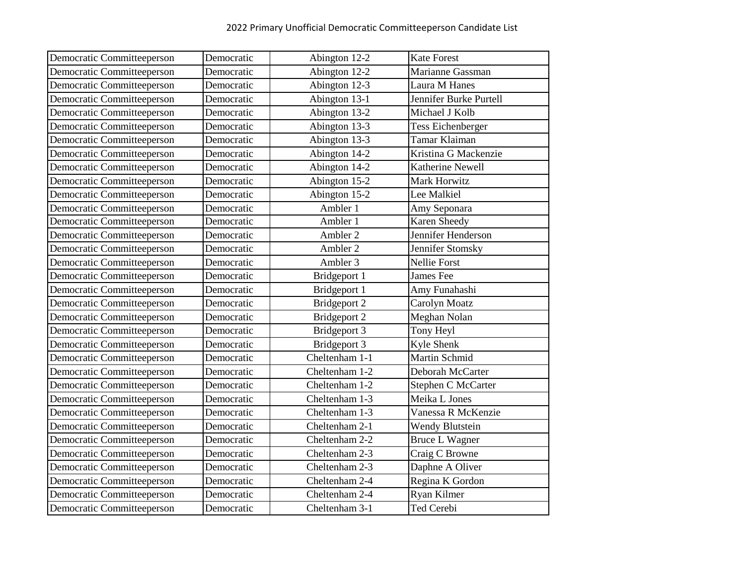2022 Primary Unofficial Democratic Committeeperson Candidate List

| | | | |
|---|---|---|---|
| Democratic Committeeperson | Democratic | Abington 12-2 | Kate Forest |
| Democratic Committeeperson | Democratic | Abington 12-2 | Marianne Gassman |
| Democratic Committeeperson | Democratic | Abington 12-3 | Laura M Hanes |
| Democratic Committeeperson | Democratic | Abington 13-1 | Jennifer Burke Purtell |
| Democratic Committeeperson | Democratic | Abington 13-2 | Michael J Kolb |
| Democratic Committeeperson | Democratic | Abington 13-3 | Tess Eichenberger |
| Democratic Committeeperson | Democratic | Abington 13-3 | Tamar Klaiman |
| Democratic Committeeperson | Democratic | Abington 14-2 | Kristina G Mackenzie |
| Democratic Committeeperson | Democratic | Abington 14-2 | Katherine Newell |
| Democratic Committeeperson | Democratic | Abington 15-2 | Mark Horwitz |
| Democratic Committeeperson | Democratic | Abington 15-2 | Lee Malkiel |
| Democratic Committeeperson | Democratic | Ambler 1 | Amy Seponara |
| Democratic Committeeperson | Democratic | Ambler 1 | Karen Sheedy |
| Democratic Committeeperson | Democratic | Ambler 2 | Jennifer Henderson |
| Democratic Committeeperson | Democratic | Ambler 2 | Jennifer Stomsky |
| Democratic Committeeperson | Democratic | Ambler 3 | Nellie Forst |
| Democratic Committeeperson | Democratic | Bridgeport 1 | James Fee |
| Democratic Committeeperson | Democratic | Bridgeport 1 | Amy Funahashi |
| Democratic Committeeperson | Democratic | Bridgeport 2 | Carolyn Moatz |
| Democratic Committeeperson | Democratic | Bridgeport 2 | Meghan Nolan |
| Democratic Committeeperson | Democratic | Bridgeport 3 | Tony Heyl |
| Democratic Committeeperson | Democratic | Bridgeport 3 | Kyle Shenk |
| Democratic Committeeperson | Democratic | Cheltenham 1-1 | Martin Schmid |
| Democratic Committeeperson | Democratic | Cheltenham 1-2 | Deborah McCarter |
| Democratic Committeeperson | Democratic | Cheltenham 1-2 | Stephen C McCarter |
| Democratic Committeeperson | Democratic | Cheltenham 1-3 | Meika L Jones |
| Democratic Committeeperson | Democratic | Cheltenham 1-3 | Vanessa R McKenzie |
| Democratic Committeeperson | Democratic | Cheltenham 2-1 | Wendy Blutstein |
| Democratic Committeeperson | Democratic | Cheltenham 2-2 | Bruce L Wagner |
| Democratic Committeeperson | Democratic | Cheltenham 2-3 | Craig C Browne |
| Democratic Committeeperson | Democratic | Cheltenham 2-3 | Daphne A Oliver |
| Democratic Committeeperson | Democratic | Cheltenham 2-4 | Regina K Gordon |
| Democratic Committeeperson | Democratic | Cheltenham 2-4 | Ryan Kilmer |
| Democratic Committeeperson | Democratic | Cheltenham 3-1 | Ted Cerebi |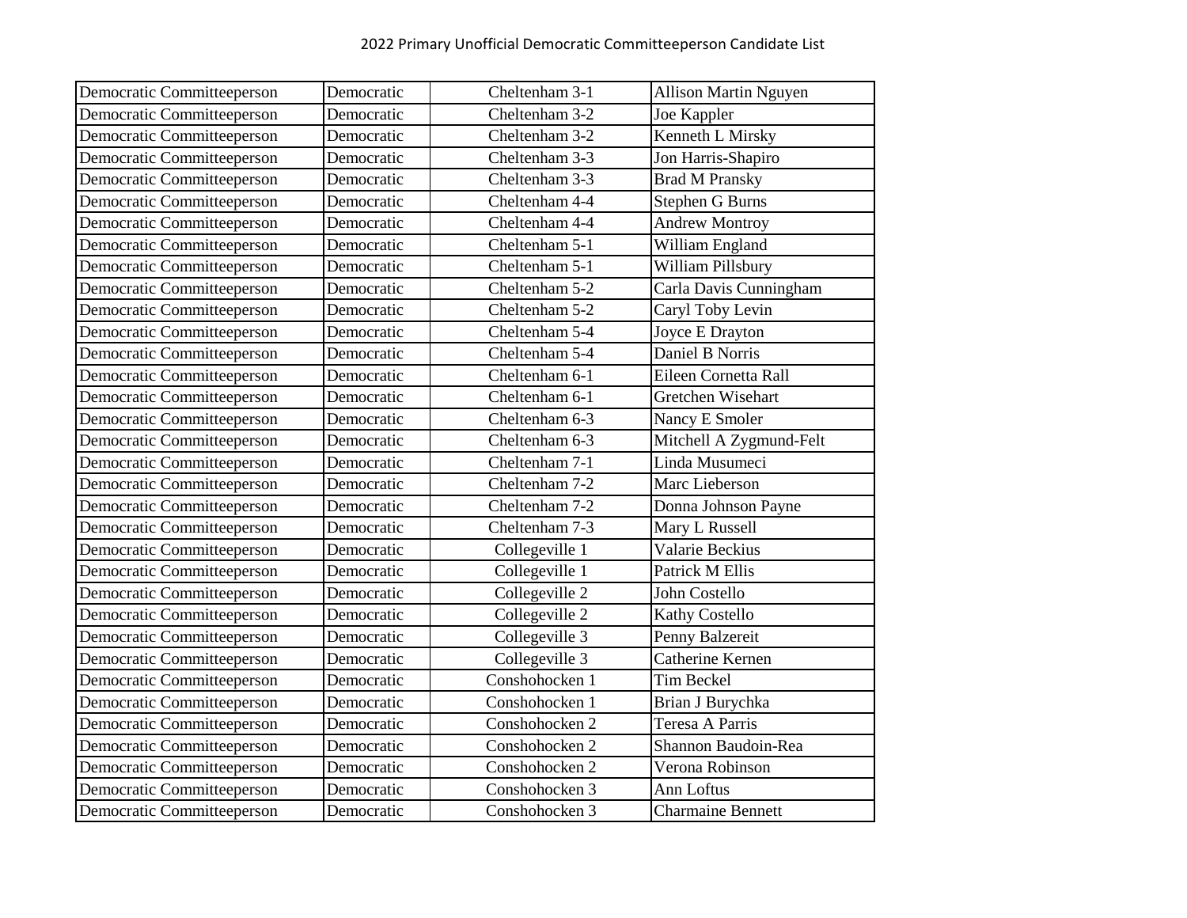2022 Primary Unofficial Democratic Committeeperson Candidate List

| | | | |
|---|---|---|---|
| Democratic Committeeperson | Democratic | Cheltenham 3-1 | Allison Martin Nguyen |
| Democratic Committeeperson | Democratic | Cheltenham 3-2 | Joe Kappler |
| Democratic Committeeperson | Democratic | Cheltenham 3-2 | Kenneth L Mirsky |
| Democratic Committeeperson | Democratic | Cheltenham 3-3 | Jon Harris-Shapiro |
| Democratic Committeeperson | Democratic | Cheltenham 3-3 | Brad M Pransky |
| Democratic Committeeperson | Democratic | Cheltenham 4-4 | Stephen G Burns |
| Democratic Committeeperson | Democratic | Cheltenham 4-4 | Andrew Montroy |
| Democratic Committeeperson | Democratic | Cheltenham 5-1 | William England |
| Democratic Committeeperson | Democratic | Cheltenham 5-1 | William Pillsbury |
| Democratic Committeeperson | Democratic | Cheltenham 5-2 | Carla Davis Cunningham |
| Democratic Committeeperson | Democratic | Cheltenham 5-2 | Caryl Toby Levin |
| Democratic Committeeperson | Democratic | Cheltenham 5-4 | Joyce E Drayton |
| Democratic Committeeperson | Democratic | Cheltenham 5-4 | Daniel B Norris |
| Democratic Committeeperson | Democratic | Cheltenham 6-1 | Eileen Cornetta Rall |
| Democratic Committeeperson | Democratic | Cheltenham 6-1 | Gretchen Wisehart |
| Democratic Committeeperson | Democratic | Cheltenham 6-3 | Nancy E Smoler |
| Democratic Committeeperson | Democratic | Cheltenham 6-3 | Mitchell A Zygmund-Felt |
| Democratic Committeeperson | Democratic | Cheltenham 7-1 | Linda Musumeci |
| Democratic Committeeperson | Democratic | Cheltenham 7-2 | Marc Lieberson |
| Democratic Committeeperson | Democratic | Cheltenham 7-2 | Donna Johnson Payne |
| Democratic Committeeperson | Democratic | Cheltenham 7-3 | Mary L Russell |
| Democratic Committeeperson | Democratic | Collegeville 1 | Valarie Beckius |
| Democratic Committeeperson | Democratic | Collegeville 1 | Patrick M Ellis |
| Democratic Committeeperson | Democratic | Collegeville 2 | John Costello |
| Democratic Committeeperson | Democratic | Collegeville 2 | Kathy Costello |
| Democratic Committeeperson | Democratic | Collegeville 3 | Penny Balzereit |
| Democratic Committeeperson | Democratic | Collegeville 3 | Catherine Kernen |
| Democratic Committeeperson | Democratic | Conshohocken 1 | Tim Beckel |
| Democratic Committeeperson | Democratic | Conshohocken 1 | Brian J Burychka |
| Democratic Committeeperson | Democratic | Conshohocken 2 | Teresa A Parris |
| Democratic Committeeperson | Democratic | Conshohocken 2 | Shannon Baudoin-Rea |
| Democratic Committeeperson | Democratic | Conshohocken 2 | Verona Robinson |
| Democratic Committeeperson | Democratic | Conshohocken 3 | Ann Loftus |
| Democratic Committeeperson | Democratic | Conshohocken 3 | Charmaine Bennett |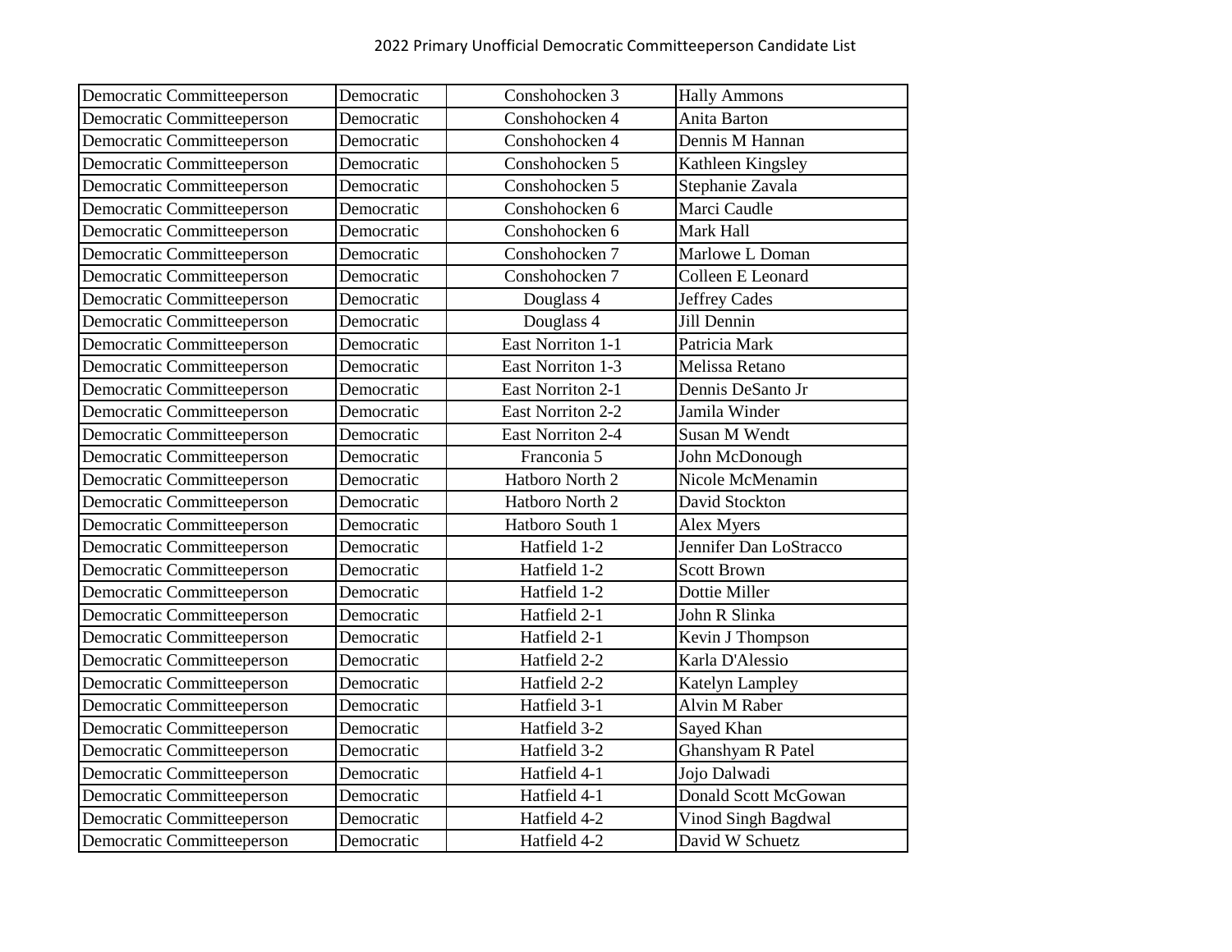| Democratic Committeeperson | Democratic | Conshohocken 3 | Hally Ammons |
|---|---|---|---|
| Democratic Committeeperson | Democratic | Conshohocken 4 | Anita Barton |
| Democratic Committeeperson | Democratic | Conshohocken 4 | Dennis M Hannan |
| Democratic Committeeperson | Democratic | Conshohocken 5 | Kathleen Kingsley |
| Democratic Committeeperson | Democratic | Conshohocken 5 | Stephanie Zavala |
| Democratic Committeeperson | Democratic | Conshohocken 6 | Marci Caudle |
| Democratic Committeeperson | Democratic | Conshohocken 6 | Mark Hall |
| Democratic Committeeperson | Democratic | Conshohocken 7 | Marlowe L Doman |
| Democratic Committeeperson | Democratic | Conshohocken 7 | Colleen E Leonard |
| Democratic Committeeperson | Democratic | Douglass 4 | Jeffrey Cades |
| Democratic Committeeperson | Democratic | Douglass 4 | Jill Dennin |
| Democratic Committeeperson | Democratic | East Norriton 1-1 | Patricia Mark |
| Democratic Committeeperson | Democratic | East Norriton 1-3 | Melissa Retano |
| Democratic Committeeperson | Democratic | East Norriton 2-1 | Dennis DeSanto Jr |
| Democratic Committeeperson | Democratic | East Norriton 2-2 | Jamila Winder |
| Democratic Committeeperson | Democratic | East Norriton 2-4 | Susan M Wendt |
| Democratic Committeeperson | Democratic | Franconia 5 | John McDonough |
| Democratic Committeeperson | Democratic | Hatboro North 2 | Nicole McMenamin |
| Democratic Committeeperson | Democratic | Hatboro North 2 | David Stockton |
| Democratic Committeeperson | Democratic | Hatboro South 1 | Alex Myers |
| Democratic Committeeperson | Democratic | Hatfield 1-2 | Jennifer Dan LoStracco |
| Democratic Committeeperson | Democratic | Hatfield 1-2 | Scott Brown |
| Democratic Committeeperson | Democratic | Hatfield 1-2 | Dottie Miller |
| Democratic Committeeperson | Democratic | Hatfield 2-1 | John R Slinka |
| Democratic Committeeperson | Democratic | Hatfield 2-1 | Kevin J Thompson |
| Democratic Committeeperson | Democratic | Hatfield 2-2 | Karla D'Alessio |
| Democratic Committeeperson | Democratic | Hatfield 2-2 | Katelyn Lampley |
| Democratic Committeeperson | Democratic | Hatfield 3-1 | Alvin M Raber |
| Democratic Committeeperson | Democratic | Hatfield 3-2 | Sayed Khan |
| Democratic Committeeperson | Democratic | Hatfield 3-2 | Ghanshyam R Patel |
| Democratic Committeeperson | Democratic | Hatfield 4-1 | Jojo Dalwadi |
| Democratic Committeeperson | Democratic | Hatfield 4-1 | Donald Scott McGowan |
| Democratic Committeeperson | Democratic | Hatfield 4-2 | Vinod Singh Bagdwal |
| Democratic Committeeperson | Democratic | Hatfield 4-2 | David W Schuetz |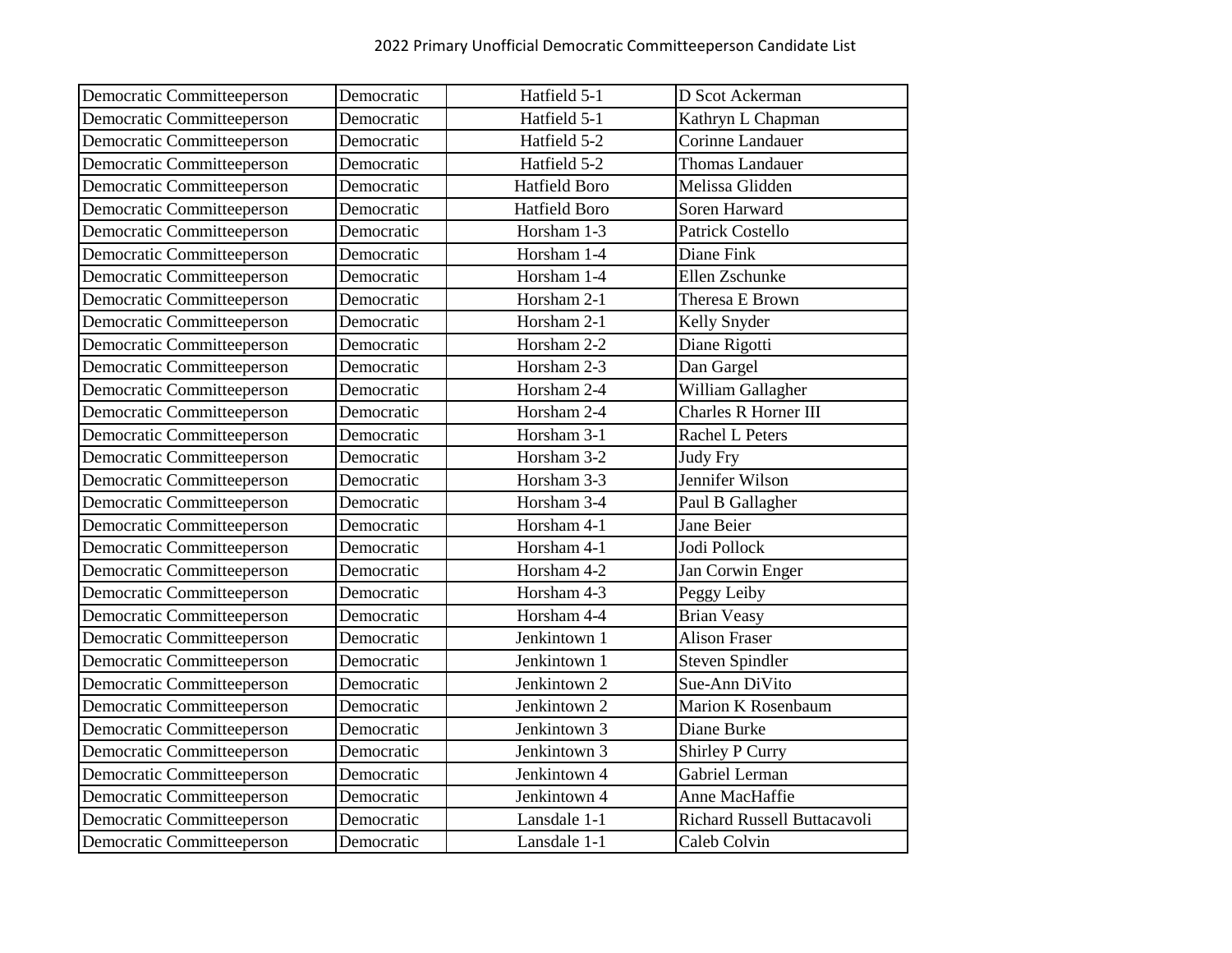2022 Primary Unofficial Democratic Committeeperson Candidate List

| | | | |
|---|---|---|---|
| Democratic Committeeperson | Democratic | Hatfield 5-1 | D Scot Ackerman |
| Democratic Committeeperson | Democratic | Hatfield 5-1 | Kathryn L Chapman |
| Democratic Committeeperson | Democratic | Hatfield 5-2 | Corinne Landauer |
| Democratic Committeeperson | Democratic | Hatfield 5-2 | Thomas Landauer |
| Democratic Committeeperson | Democratic | Hatfield Boro | Melissa Glidden |
| Democratic Committeeperson | Democratic | Hatfield Boro | Soren Harward |
| Democratic Committeeperson | Democratic | Horsham 1-3 | Patrick Costello |
| Democratic Committeeperson | Democratic | Horsham 1-4 | Diane Fink |
| Democratic Committeeperson | Democratic | Horsham 1-4 | Ellen Zschunke |
| Democratic Committeeperson | Democratic | Horsham 2-1 | Theresa E Brown |
| Democratic Committeeperson | Democratic | Horsham 2-1 | Kelly Snyder |
| Democratic Committeeperson | Democratic | Horsham 2-2 | Diane Rigotti |
| Democratic Committeeperson | Democratic | Horsham 2-3 | Dan Gargel |
| Democratic Committeeperson | Democratic | Horsham 2-4 | William Gallagher |
| Democratic Committeeperson | Democratic | Horsham 2-4 | Charles R Horner III |
| Democratic Committeeperson | Democratic | Horsham 3-1 | Rachel L Peters |
| Democratic Committeeperson | Democratic | Horsham 3-2 | Judy Fry |
| Democratic Committeeperson | Democratic | Horsham 3-3 | Jennifer Wilson |
| Democratic Committeeperson | Democratic | Horsham 3-4 | Paul B Gallagher |
| Democratic Committeeperson | Democratic | Horsham 4-1 | Jane Beier |
| Democratic Committeeperson | Democratic | Horsham 4-1 | Jodi Pollock |
| Democratic Committeeperson | Democratic | Horsham 4-2 | Jan Corwin Enger |
| Democratic Committeeperson | Democratic | Horsham 4-3 | Peggy Leiby |
| Democratic Committeeperson | Democratic | Horsham 4-4 | Brian Veasy |
| Democratic Committeeperson | Democratic | Jenkintown 1 | Alison Fraser |
| Democratic Committeeperson | Democratic | Jenkintown 1 | Steven Spindler |
| Democratic Committeeperson | Democratic | Jenkintown 2 | Sue-Ann DiVito |
| Democratic Committeeperson | Democratic | Jenkintown 2 | Marion K Rosenbaum |
| Democratic Committeeperson | Democratic | Jenkintown 3 | Diane Burke |
| Democratic Committeeperson | Democratic | Jenkintown 3 | Shirley P Curry |
| Democratic Committeeperson | Democratic | Jenkintown 4 | Gabriel Lerman |
| Democratic Committeeperson | Democratic | Jenkintown 4 | Anne MacHaffie |
| Democratic Committeeperson | Democratic | Lansdale 1-1 | Richard Russell Buttacavoli |
| Democratic Committeeperson | Democratic | Lansdale 1-1 | Caleb Colvin |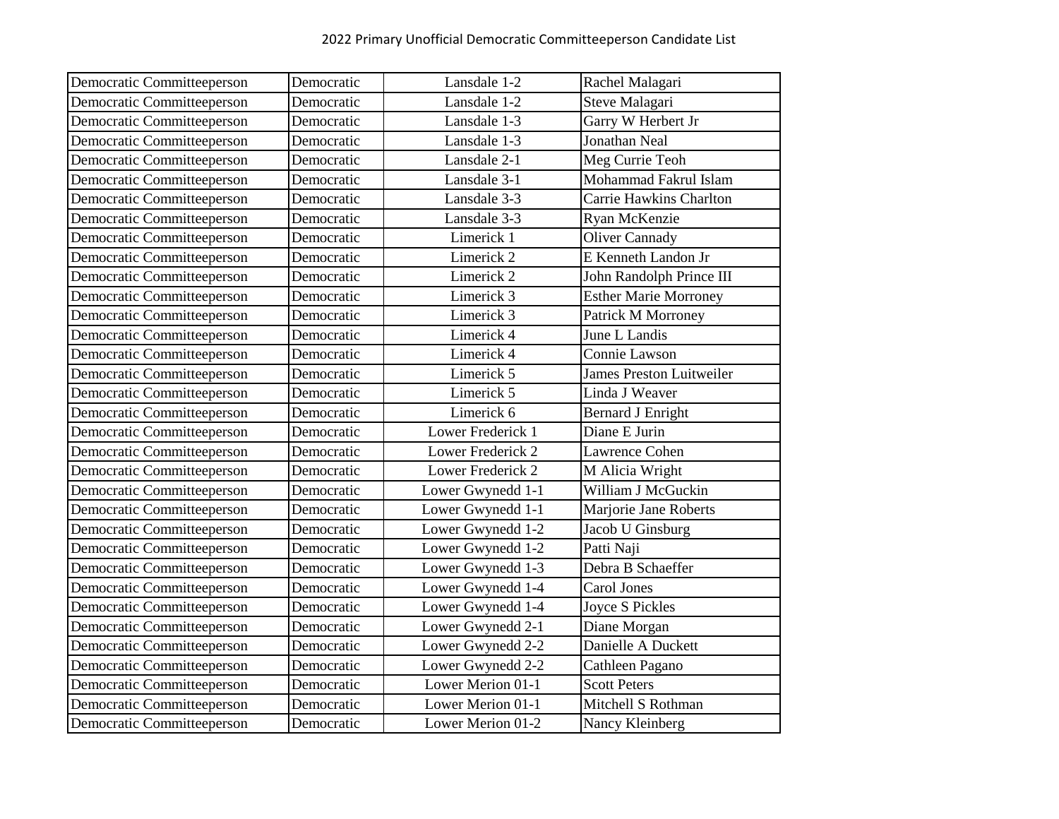2022 Primary Unofficial Democratic Committeeperson Candidate List

| | | | |
|---|---|---|---|
| Democratic Committeeperson | Democratic | Lansdale 1-2 | Rachel Malagari |
| Democratic Committeeperson | Democratic | Lansdale 1-2 | Steve Malagari |
| Democratic Committeeperson | Democratic | Lansdale 1-3 | Garry W Herbert Jr |
| Democratic Committeeperson | Democratic | Lansdale 1-3 | Jonathan Neal |
| Democratic Committeeperson | Democratic | Lansdale 2-1 | Meg Currie Teoh |
| Democratic Committeeperson | Democratic | Lansdale 3-1 | Mohammad Fakrul Islam |
| Democratic Committeeperson | Democratic | Lansdale 3-3 | Carrie Hawkins Charlton |
| Democratic Committeeperson | Democratic | Lansdale 3-3 | Ryan McKenzie |
| Democratic Committeeperson | Democratic | Limerick 1 | Oliver Cannady |
| Democratic Committeeperson | Democratic | Limerick 2 | E Kenneth Landon Jr |
| Democratic Committeeperson | Democratic | Limerick 2 | John Randolph Prince III |
| Democratic Committeeperson | Democratic | Limerick 3 | Esther Marie Morroney |
| Democratic Committeeperson | Democratic | Limerick 3 | Patrick M Morroney |
| Democratic Committeeperson | Democratic | Limerick 4 | June L Landis |
| Democratic Committeeperson | Democratic | Limerick 4 | Connie Lawson |
| Democratic Committeeperson | Democratic | Limerick 5 | James Preston Luitweiler |
| Democratic Committeeperson | Democratic | Limerick 5 | Linda J Weaver |
| Democratic Committeeperson | Democratic | Limerick 6 | Bernard J Enright |
| Democratic Committeeperson | Democratic | Lower Frederick 1 | Diane E Jurin |
| Democratic Committeeperson | Democratic | Lower Frederick 2 | Lawrence Cohen |
| Democratic Committeeperson | Democratic | Lower Frederick 2 | M Alicia Wright |
| Democratic Committeeperson | Democratic | Lower Gwynedd 1-1 | William J McGuckin |
| Democratic Committeeperson | Democratic | Lower Gwynedd 1-1 | Marjorie Jane Roberts |
| Democratic Committeeperson | Democratic | Lower Gwynedd 1-2 | Jacob U Ginsburg |
| Democratic Committeeperson | Democratic | Lower Gwynedd 1-2 | Patti Naji |
| Democratic Committeeperson | Democratic | Lower Gwynedd 1-3 | Debra B Schaeffer |
| Democratic Committeeperson | Democratic | Lower Gwynedd 1-4 | Carol Jones |
| Democratic Committeeperson | Democratic | Lower Gwynedd 1-4 | Joyce S Pickles |
| Democratic Committeeperson | Democratic | Lower Gwynedd 2-1 | Diane Morgan |
| Democratic Committeeperson | Democratic | Lower Gwynedd 2-2 | Danielle A Duckett |
| Democratic Committeeperson | Democratic | Lower Gwynedd 2-2 | Cathleen Pagano |
| Democratic Committeeperson | Democratic | Lower Merion 01-1 | Scott Peters |
| Democratic Committeeperson | Democratic | Lower Merion 01-1 | Mitchell S Rothman |
| Democratic Committeeperson | Democratic | Lower Merion 01-2 | Nancy Kleinberg |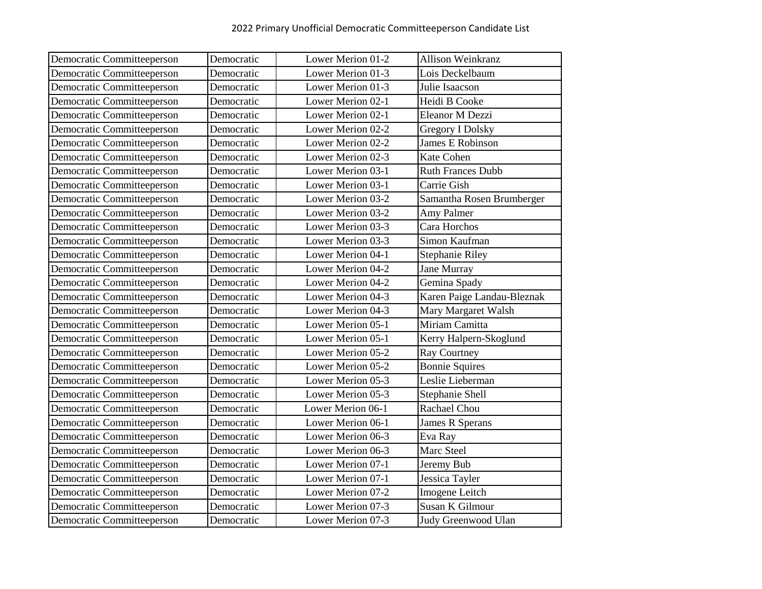# 2022 Primary Unofficial Democratic Committeeperson Candidate List

| | | | |
|---|---|---|---|
| Democratic Committeeperson | Democratic | Lower Merion 01-2 | Allison Weinkranz |
| Democratic Committeeperson | Democratic | Lower Merion 01-3 | Lois Deckelbaum |
| Democratic Committeeperson | Democratic | Lower Merion 01-3 | Julie Isaacson |
| Democratic Committeeperson | Democratic | Lower Merion 02-1 | Heidi B Cooke |
| Democratic Committeeperson | Democratic | Lower Merion 02-1 | Eleanor M Dezzi |
| Democratic Committeeperson | Democratic | Lower Merion 02-2 | Gregory I Dolsky |
| Democratic Committeeperson | Democratic | Lower Merion 02-2 | James E Robinson |
| Democratic Committeeperson | Democratic | Lower Merion 02-3 | Kate Cohen |
| Democratic Committeeperson | Democratic | Lower Merion 03-1 | Ruth Frances Dubb |
| Democratic Committeeperson | Democratic | Lower Merion 03-1 | Carrie Gish |
| Democratic Committeeperson | Democratic | Lower Merion 03-2 | Samantha Rosen Brumberger |
| Democratic Committeeperson | Democratic | Lower Merion 03-2 | Amy Palmer |
| Democratic Committeeperson | Democratic | Lower Merion 03-3 | Cara Horchos |
| Democratic Committeeperson | Democratic | Lower Merion 03-3 | Simon Kaufman |
| Democratic Committeeperson | Democratic | Lower Merion 04-1 | Stephanie Riley |
| Democratic Committeeperson | Democratic | Lower Merion 04-2 | Jane Murray |
| Democratic Committeeperson | Democratic | Lower Merion 04-2 | Gemina Spady |
| Democratic Committeeperson | Democratic | Lower Merion 04-3 | Karen Paige Landau-Bleznak |
| Democratic Committeeperson | Democratic | Lower Merion 04-3 | Mary Margaret Walsh |
| Democratic Committeeperson | Democratic | Lower Merion 05-1 | Miriam Camitta |
| Democratic Committeeperson | Democratic | Lower Merion 05-1 | Kerry Halpern-Skoglund |
| Democratic Committeeperson | Democratic | Lower Merion 05-2 | Ray Courtney |
| Democratic Committeeperson | Democratic | Lower Merion 05-2 | Bonnie Squires |
| Democratic Committeeperson | Democratic | Lower Merion 05-3 | Leslie Lieberman |
| Democratic Committeeperson | Democratic | Lower Merion 05-3 | Stephanie Shell |
| Democratic Committeeperson | Democratic | Lower Merion 06-1 | Rachael Chou |
| Democratic Committeeperson | Democratic | Lower Merion 06-1 | James R Sperans |
| Democratic Committeeperson | Democratic | Lower Merion 06-3 | Eva Ray |
| Democratic Committeeperson | Democratic | Lower Merion 06-3 | Marc Steel |
| Democratic Committeeperson | Democratic | Lower Merion 07-1 | Jeremy Bub |
| Democratic Committeeperson | Democratic | Lower Merion 07-1 | Jessica Tayler |
| Democratic Committeeperson | Democratic | Lower Merion 07-2 | Imogene Leitch |
| Democratic Committeeperson | Democratic | Lower Merion 07-3 | Susan K Gilmour |
| Democratic Committeeperson | Democratic | Lower Merion 07-3 | Judy Greenwood Ulan |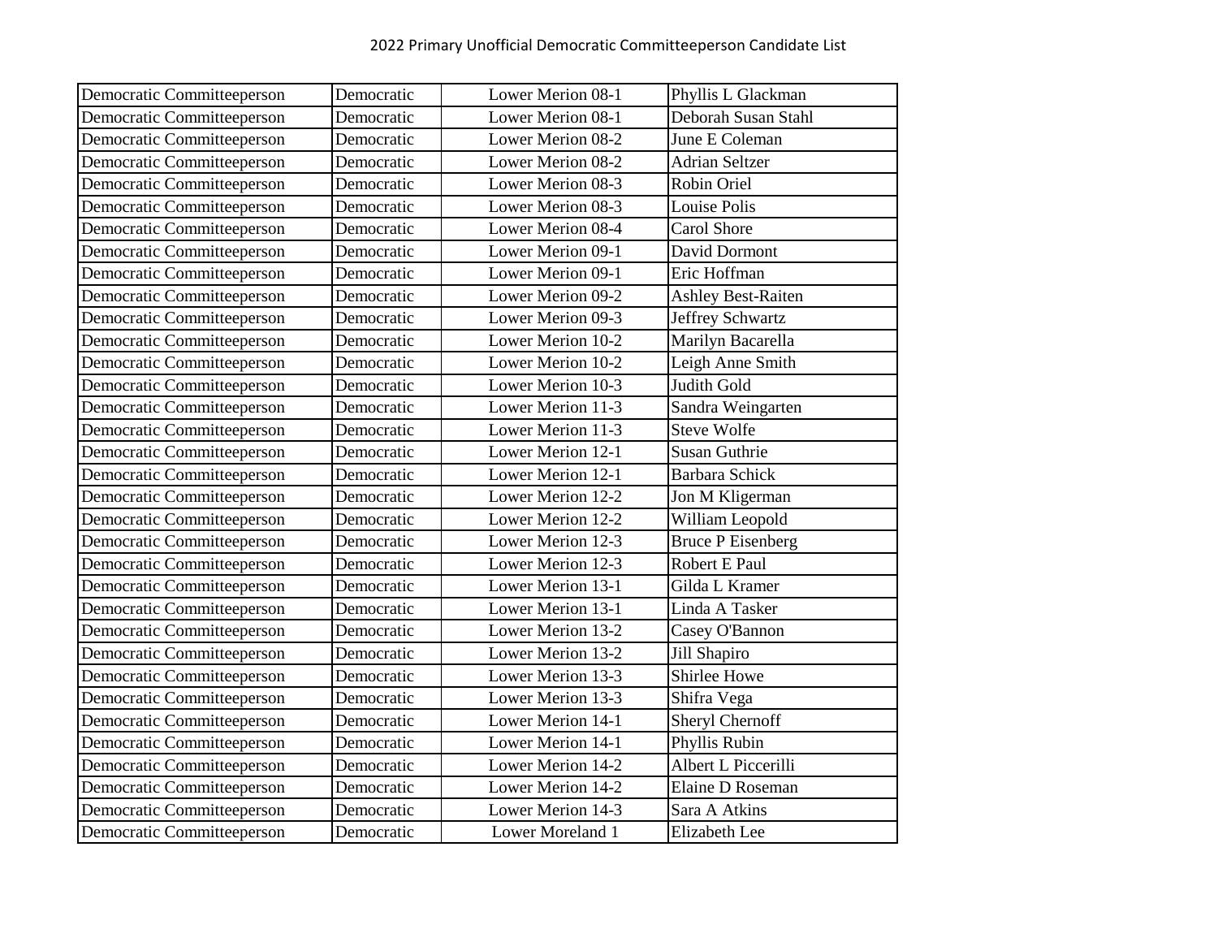# 2022 Primary Unofficial Democratic Committeeperson Candidate List

| | | | |
|---|---|---|---|
| Democratic Committeeperson | Democratic | Lower Merion 08-1 | Phyllis L Glackman |
| Democratic Committeeperson | Democratic | Lower Merion 08-1 | Deborah Susan Stahl |
| Democratic Committeeperson | Democratic | Lower Merion 08-2 | June E Coleman |
| Democratic Committeeperson | Democratic | Lower Merion 08-2 | Adrian Seltzer |
| Democratic Committeeperson | Democratic | Lower Merion 08-3 | Robin Oriel |
| Democratic Committeeperson | Democratic | Lower Merion 08-3 | Louise Polis |
| Democratic Committeeperson | Democratic | Lower Merion 08-4 | Carol Shore |
| Democratic Committeeperson | Democratic | Lower Merion 09-1 | David Dormont |
| Democratic Committeeperson | Democratic | Lower Merion 09-1 | Eric Hoffman |
| Democratic Committeeperson | Democratic | Lower Merion 09-2 | Ashley Best-Raiten |
| Democratic Committeeperson | Democratic | Lower Merion 09-3 | Jeffrey Schwartz |
| Democratic Committeeperson | Democratic | Lower Merion 10-2 | Marilyn Bacarella |
| Democratic Committeeperson | Democratic | Lower Merion 10-2 | Leigh Anne Smith |
| Democratic Committeeperson | Democratic | Lower Merion 10-3 | Judith Gold |
| Democratic Committeeperson | Democratic | Lower Merion 11-3 | Sandra Weingarten |
| Democratic Committeeperson | Democratic | Lower Merion 11-3 | Steve Wolfe |
| Democratic Committeeperson | Democratic | Lower Merion 12-1 | Susan Guthrie |
| Democratic Committeeperson | Democratic | Lower Merion 12-1 | Barbara Schick |
| Democratic Committeeperson | Democratic | Lower Merion 12-2 | Jon M Kligerman |
| Democratic Committeeperson | Democratic | Lower Merion 12-2 | William Leopold |
| Democratic Committeeperson | Democratic | Lower Merion 12-3 | Bruce P Eisenberg |
| Democratic Committeeperson | Democratic | Lower Merion 12-3 | Robert E Paul |
| Democratic Committeeperson | Democratic | Lower Merion 13-1 | Gilda L Kramer |
| Democratic Committeeperson | Democratic | Lower Merion 13-1 | Linda A Tasker |
| Democratic Committeeperson | Democratic | Lower Merion 13-2 | Casey O'Bannon |
| Democratic Committeeperson | Democratic | Lower Merion 13-2 | Jill Shapiro |
| Democratic Committeeperson | Democratic | Lower Merion 13-3 | Shirlee Howe |
| Democratic Committeeperson | Democratic | Lower Merion 13-3 | Shifra Vega |
| Democratic Committeeperson | Democratic | Lower Merion 14-1 | Sheryl Chernoff |
| Democratic Committeeperson | Democratic | Lower Merion 14-1 | Phyllis Rubin |
| Democratic Committeeperson | Democratic | Lower Merion 14-2 | Albert L Piccerilli |
| Democratic Committeeperson | Democratic | Lower Merion 14-2 | Elaine D Roseman |
| Democratic Committeeperson | Democratic | Lower Merion 14-3 | Sara A Atkins |
| Democratic Committeeperson | Democratic | Lower Moreland 1 | Elizabeth Lee |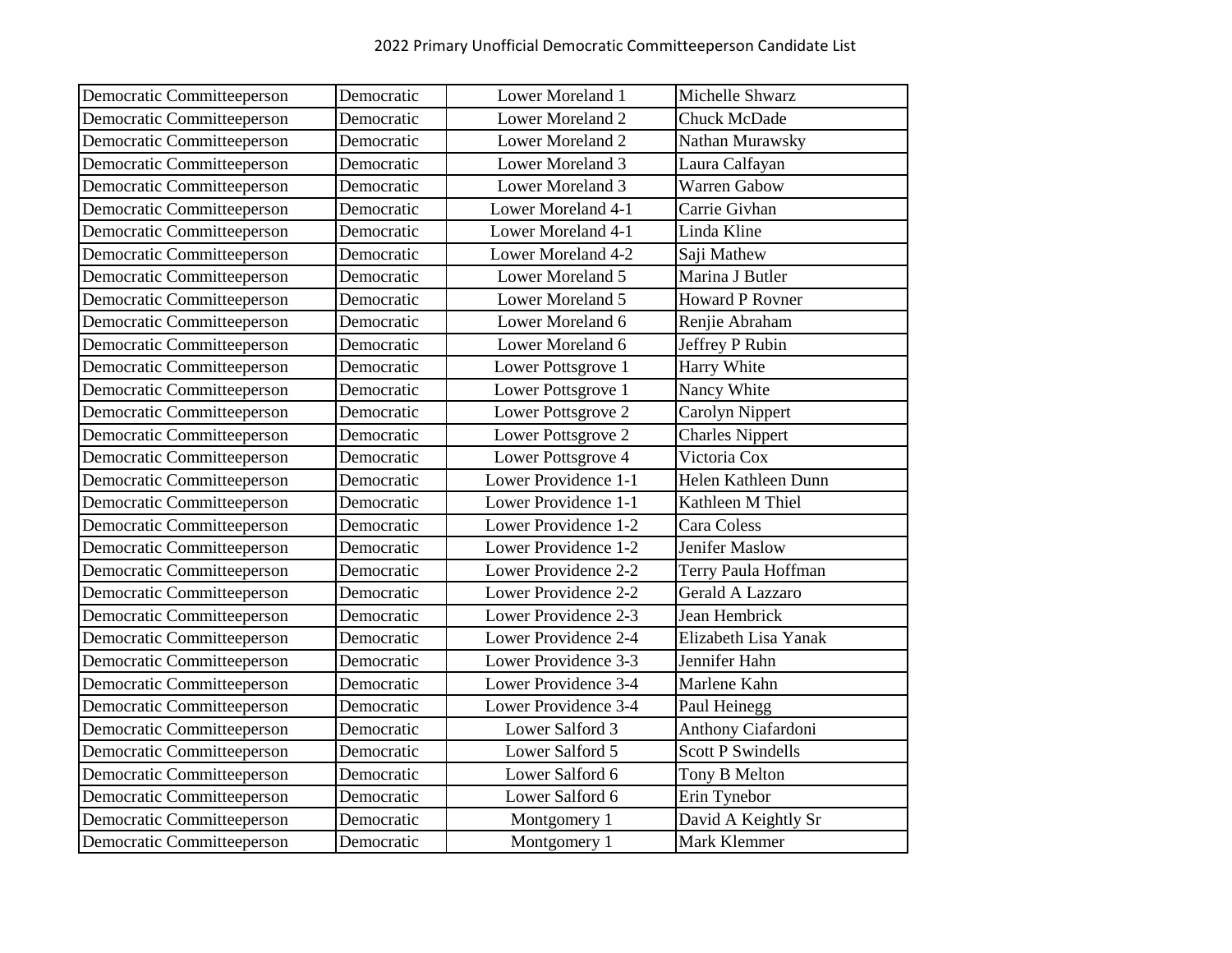2022 Primary Unofficial Democratic Committeeperson Candidate List

| | | | |
|---|---|---|---|
| Democratic Committeeperson | Democratic | Lower Moreland 1 | Michelle Shwarz |
| Democratic Committeeperson | Democratic | Lower Moreland 2 | Chuck McDade |
| Democratic Committeeperson | Democratic | Lower Moreland 2 | Nathan Murawsky |
| Democratic Committeeperson | Democratic | Lower Moreland 3 | Laura Calfayan |
| Democratic Committeeperson | Democratic | Lower Moreland 3 | Warren Gabow |
| Democratic Committeeperson | Democratic | Lower Moreland 4-1 | Carrie Givhan |
| Democratic Committeeperson | Democratic | Lower Moreland 4-1 | Linda Kline |
| Democratic Committeeperson | Democratic | Lower Moreland 4-2 | Saji Mathew |
| Democratic Committeeperson | Democratic | Lower Moreland 5 | Marina J Butler |
| Democratic Committeeperson | Democratic | Lower Moreland 5 | Howard P Rovner |
| Democratic Committeeperson | Democratic | Lower Moreland 6 | Renjie Abraham |
| Democratic Committeeperson | Democratic | Lower Moreland 6 | Jeffrey P Rubin |
| Democratic Committeeperson | Democratic | Lower Pottsgrove 1 | Harry White |
| Democratic Committeeperson | Democratic | Lower Pottsgrove 1 | Nancy White |
| Democratic Committeeperson | Democratic | Lower Pottsgrove 2 | Carolyn Nippert |
| Democratic Committeeperson | Democratic | Lower Pottsgrove 2 | Charles Nippert |
| Democratic Committeeperson | Democratic | Lower Pottsgrove 4 | Victoria Cox |
| Democratic Committeeperson | Democratic | Lower Providence 1-1 | Helen Kathleen Dunn |
| Democratic Committeeperson | Democratic | Lower Providence 1-1 | Kathleen M Thiel |
| Democratic Committeeperson | Democratic | Lower Providence 1-2 | Cara Coless |
| Democratic Committeeperson | Democratic | Lower Providence 1-2 | Jenifer Maslow |
| Democratic Committeeperson | Democratic | Lower Providence 2-2 | Terry Paula Hoffman |
| Democratic Committeeperson | Democratic | Lower Providence 2-2 | Gerald A Lazzaro |
| Democratic Committeeperson | Democratic | Lower Providence 2-3 | Jean Hembrick |
| Democratic Committeeperson | Democratic | Lower Providence 2-4 | Elizabeth Lisa Yanak |
| Democratic Committeeperson | Democratic | Lower Providence 3-3 | Jennifer Hahn |
| Democratic Committeeperson | Democratic | Lower Providence 3-4 | Marlene Kahn |
| Democratic Committeeperson | Democratic | Lower Providence 3-4 | Paul Heinegg |
| Democratic Committeeperson | Democratic | Lower Salford 3 | Anthony Ciafardoni |
| Democratic Committeeperson | Democratic | Lower Salford 5 | Scott P Swindells |
| Democratic Committeeperson | Democratic | Lower Salford 6 | Tony B Melton |
| Democratic Committeeperson | Democratic | Lower Salford 6 | Erin Tynebor |
| Democratic Committeeperson | Democratic | Montgomery 1 | David A Keightly Sr |
| Democratic Committeeperson | Democratic | Montgomery 1 | Mark Klemmer |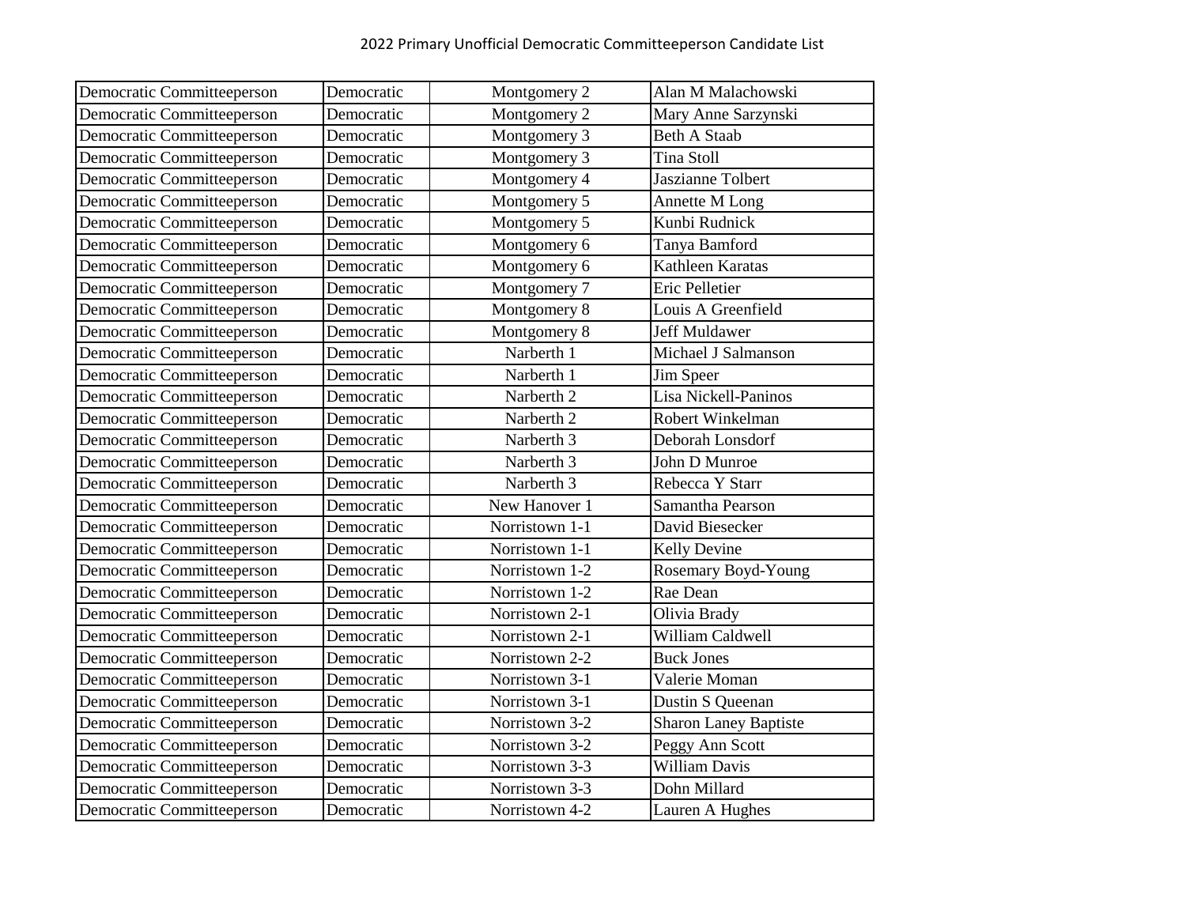2022 Primary Unofficial Democratic Committeeperson Candidate List

| | | | |
|---|---|---|---|
| Democratic Committeeperson | Democratic | Montgomery 2 | Alan M Malachowski |
| Democratic Committeeperson | Democratic | Montgomery 2 | Mary Anne Sarzynski |
| Democratic Committeeperson | Democratic | Montgomery 3 | Beth A Staab |
| Democratic Committeeperson | Democratic | Montgomery 3 | Tina Stoll |
| Democratic Committeeperson | Democratic | Montgomery 4 | Jaszianne Tolbert |
| Democratic Committeeperson | Democratic | Montgomery 5 | Annette M Long |
| Democratic Committeeperson | Democratic | Montgomery 5 | Kunbi Rudnick |
| Democratic Committeeperson | Democratic | Montgomery 6 | Tanya Bamford |
| Democratic Committeeperson | Democratic | Montgomery 6 | Kathleen Karatas |
| Democratic Committeeperson | Democratic | Montgomery 7 | Eric Pelletier |
| Democratic Committeeperson | Democratic | Montgomery 8 | Louis A Greenfield |
| Democratic Committeeperson | Democratic | Montgomery 8 | Jeff Muldawer |
| Democratic Committeeperson | Democratic | Narberth 1 | Michael J Salmanson |
| Democratic Committeeperson | Democratic | Narberth 1 | Jim Speer |
| Democratic Committeeperson | Democratic | Narberth 2 | Lisa Nickell-Paninos |
| Democratic Committeeperson | Democratic | Narberth 2 | Robert Winkelman |
| Democratic Committeeperson | Democratic | Narberth 3 | Deborah Lonsdorf |
| Democratic Committeeperson | Democratic | Narberth 3 | John D Munroe |
| Democratic Committeeperson | Democratic | Narberth 3 | Rebecca Y Starr |
| Democratic Committeeperson | Democratic | New Hanover 1 | Samantha Pearson |
| Democratic Committeeperson | Democratic | Norristown 1-1 | David Biesecker |
| Democratic Committeeperson | Democratic | Norristown 1-1 | Kelly Devine |
| Democratic Committeeperson | Democratic | Norristown 1-2 | Rosemary Boyd-Young |
| Democratic Committeeperson | Democratic | Norristown 1-2 | Rae Dean |
| Democratic Committeeperson | Democratic | Norristown 2-1 | Olivia Brady |
| Democratic Committeeperson | Democratic | Norristown 2-1 | William Caldwell |
| Democratic Committeeperson | Democratic | Norristown 2-2 | Buck Jones |
| Democratic Committeeperson | Democratic | Norristown 3-1 | Valerie Moman |
| Democratic Committeeperson | Democratic | Norristown 3-1 | Dustin S Queenan |
| Democratic Committeeperson | Democratic | Norristown 3-2 | Sharon Laney Baptiste |
| Democratic Committeeperson | Democratic | Norristown 3-2 | Peggy Ann Scott |
| Democratic Committeeperson | Democratic | Norristown 3-3 | William Davis |
| Democratic Committeeperson | Democratic | Norristown 3-3 | Dohn Millard |
| Democratic Committeeperson | Democratic | Norristown 4-2 | Lauren A Hughes |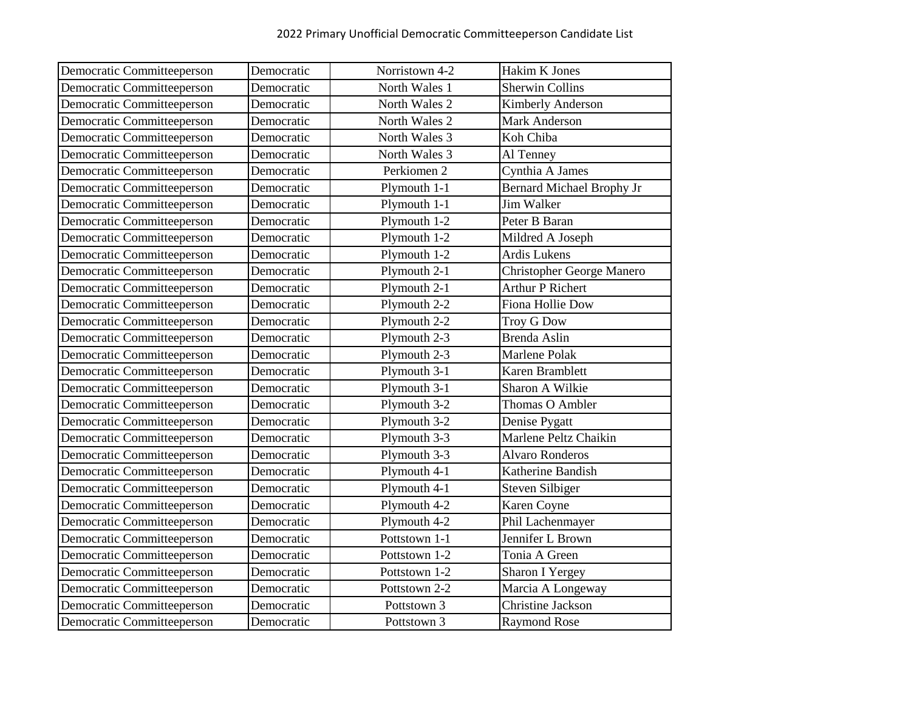2022 Primary Unofficial Democratic Committeeperson Candidate List

| | | | |
|---|---|---|---|
| Democratic Committeeperson | Democratic | Norristown 4-2 | Hakim K Jones |
| Democratic Committeeperson | Democratic | North Wales 1 | Sherwin Collins |
| Democratic Committeeperson | Democratic | North Wales 2 | Kimberly Anderson |
| Democratic Committeeperson | Democratic | North Wales 2 | Mark Anderson |
| Democratic Committeeperson | Democratic | North Wales 3 | Koh Chiba |
| Democratic Committeeperson | Democratic | North Wales 3 | Al Tenney |
| Democratic Committeeperson | Democratic | Perkiomen 2 | Cynthia A James |
| Democratic Committeeperson | Democratic | Plymouth 1-1 | Bernard Michael Brophy Jr |
| Democratic Committeeperson | Democratic | Plymouth 1-1 | Jim Walker |
| Democratic Committeeperson | Democratic | Plymouth 1-2 | Peter B Baran |
| Democratic Committeeperson | Democratic | Plymouth 1-2 | Mildred A Joseph |
| Democratic Committeeperson | Democratic | Plymouth 1-2 | Ardis Lukens |
| Democratic Committeeperson | Democratic | Plymouth 2-1 | Christopher George Manero |
| Democratic Committeeperson | Democratic | Plymouth 2-1 | Arthur P Richert |
| Democratic Committeeperson | Democratic | Plymouth 2-2 | Fiona Hollie Dow |
| Democratic Committeeperson | Democratic | Plymouth 2-2 | Troy G Dow |
| Democratic Committeeperson | Democratic | Plymouth 2-3 | Brenda Aslin |
| Democratic Committeeperson | Democratic | Plymouth 2-3 | Marlene Polak |
| Democratic Committeeperson | Democratic | Plymouth 3-1 | Karen Bramblett |
| Democratic Committeeperson | Democratic | Plymouth 3-1 | Sharon A Wilkie |
| Democratic Committeeperson | Democratic | Plymouth 3-2 | Thomas O Ambler |
| Democratic Committeeperson | Democratic | Plymouth 3-2 | Denise Pygatt |
| Democratic Committeeperson | Democratic | Plymouth 3-3 | Marlene Peltz Chaikin |
| Democratic Committeeperson | Democratic | Plymouth 3-3 | Alvaro Ronderos |
| Democratic Committeeperson | Democratic | Plymouth 4-1 | Katherine Bandish |
| Democratic Committeeperson | Democratic | Plymouth 4-1 | Steven Silbiger |
| Democratic Committeeperson | Democratic | Plymouth 4-2 | Karen Coyne |
| Democratic Committeeperson | Democratic | Plymouth 4-2 | Phil Lachenmayer |
| Democratic Committeeperson | Democratic | Pottstown 1-1 | Jennifer L Brown |
| Democratic Committeeperson | Democratic | Pottstown 1-2 | Tonia A Green |
| Democratic Committeeperson | Democratic | Pottstown 1-2 | Sharon I Yergey |
| Democratic Committeeperson | Democratic | Pottstown 2-2 | Marcia A Longeway |
| Democratic Committeeperson | Democratic | Pottstown 3 | Christine Jackson |
| Democratic Committeeperson | Democratic | Pottstown 3 | Raymond Rose |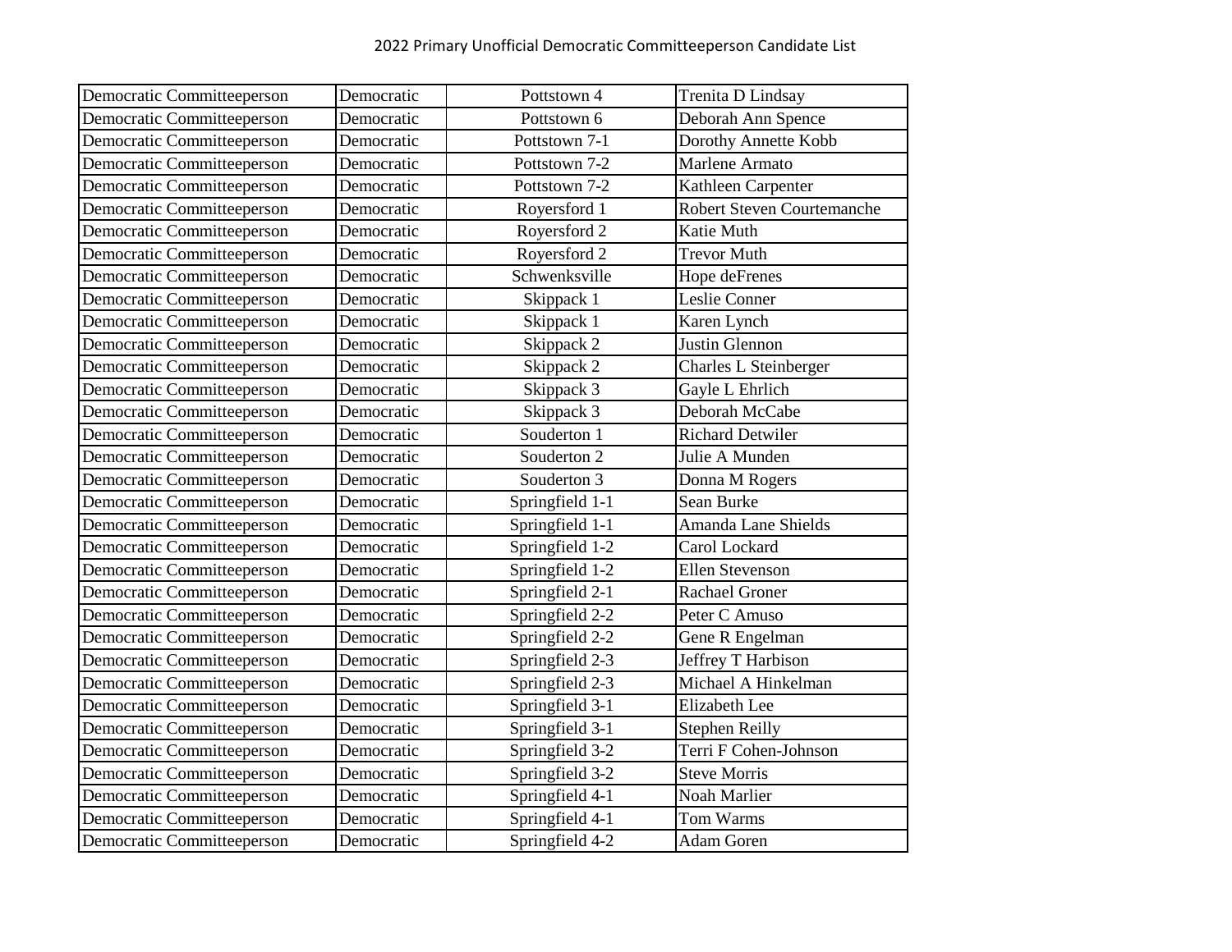2022 Primary Unofficial Democratic Committeeperson Candidate List

| | | | |
|---|---|---|---|
| Democratic Committeeperson | Democratic | Pottstown 4 | Trenita D Lindsay |
| Democratic Committeeperson | Democratic | Pottstown 6 | Deborah Ann Spence |
| Democratic Committeeperson | Democratic | Pottstown 7-1 | Dorothy Annette Kobb |
| Democratic Committeeperson | Democratic | Pottstown 7-2 | Marlene Armato |
| Democratic Committeeperson | Democratic | Pottstown 7-2 | Kathleen Carpenter |
| Democratic Committeeperson | Democratic | Royersford 1 | Robert Steven Courtemanche |
| Democratic Committeeperson | Democratic | Royersford 2 | Katie Muth |
| Democratic Committeeperson | Democratic | Royersford 2 | Trevor Muth |
| Democratic Committeeperson | Democratic | Schwenksville | Hope deFrenes |
| Democratic Committeeperson | Democratic | Skippack 1 | Leslie Conner |
| Democratic Committeeperson | Democratic | Skippack 1 | Karen Lynch |
| Democratic Committeeperson | Democratic | Skippack 2 | Justin Glennon |
| Democratic Committeeperson | Democratic | Skippack 2 | Charles L Steinberger |
| Democratic Committeeperson | Democratic | Skippack 3 | Gayle L Ehrlich |
| Democratic Committeeperson | Democratic | Skippack 3 | Deborah McCabe |
| Democratic Committeeperson | Democratic | Souderton 1 | Richard Detwiler |
| Democratic Committeeperson | Democratic | Souderton 2 | Julie A Munden |
| Democratic Committeeperson | Democratic | Souderton 3 | Donna M Rogers |
| Democratic Committeeperson | Democratic | Springfield 1-1 | Sean Burke |
| Democratic Committeeperson | Democratic | Springfield 1-1 | Amanda Lane Shields |
| Democratic Committeeperson | Democratic | Springfield 1-2 | Carol Lockard |
| Democratic Committeeperson | Democratic | Springfield 1-2 | Ellen Stevenson |
| Democratic Committeeperson | Democratic | Springfield 2-1 | Rachael Groner |
| Democratic Committeeperson | Democratic | Springfield 2-2 | Peter C Amuso |
| Democratic Committeeperson | Democratic | Springfield 2-2 | Gene R Engelman |
| Democratic Committeeperson | Democratic | Springfield 2-3 | Jeffrey T Harbison |
| Democratic Committeeperson | Democratic | Springfield 2-3 | Michael A Hinkelman |
| Democratic Committeeperson | Democratic | Springfield 3-1 | Elizabeth Lee |
| Democratic Committeeperson | Democratic | Springfield 3-1 | Stephen Reilly |
| Democratic Committeeperson | Democratic | Springfield 3-2 | Terri F Cohen-Johnson |
| Democratic Committeeperson | Democratic | Springfield 3-2 | Steve Morris |
| Democratic Committeeperson | Democratic | Springfield 4-1 | Noah Marlier |
| Democratic Committeeperson | Democratic | Springfield 4-1 | Tom Warms |
| Democratic Committeeperson | Democratic | Springfield 4-2 | Adam Goren |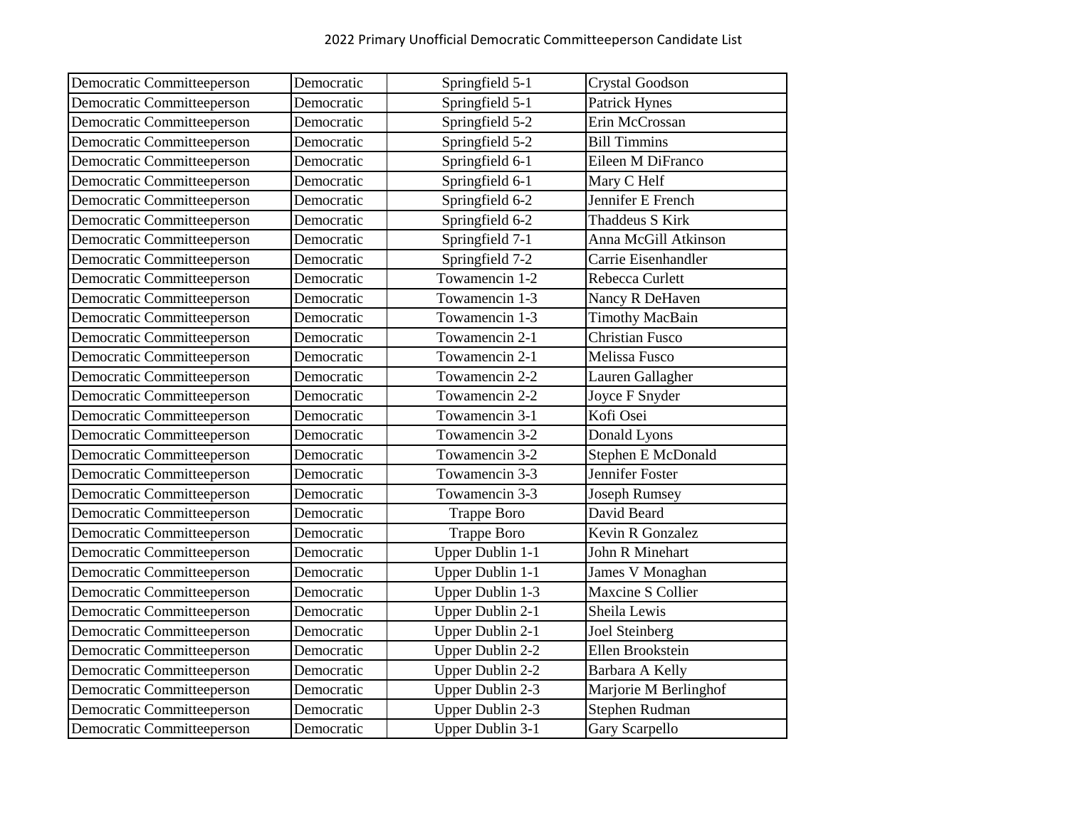2022 Primary Unofficial Democratic Committeeperson Candidate List

| | | | |
|---|---|---|---|
| Democratic Committeeperson | Democratic | Springfield 5-1 | Crystal Goodson |
| Democratic Committeeperson | Democratic | Springfield 5-1 | Patrick Hynes |
| Democratic Committeeperson | Democratic | Springfield 5-2 | Erin McCrossan |
| Democratic Committeeperson | Democratic | Springfield 5-2 | Bill Timmins |
| Democratic Committeeperson | Democratic | Springfield 6-1 | Eileen M DiFranco |
| Democratic Committeeperson | Democratic | Springfield 6-1 | Mary C Helf |
| Democratic Committeeperson | Democratic | Springfield 6-2 | Jennifer E French |
| Democratic Committeeperson | Democratic | Springfield 6-2 | Thaddeus S Kirk |
| Democratic Committeeperson | Democratic | Springfield 7-1 | Anna McGill Atkinson |
| Democratic Committeeperson | Democratic | Springfield 7-2 | Carrie Eisenhandler |
| Democratic Committeeperson | Democratic | Towamencin 1-2 | Rebecca Curlett |
| Democratic Committeeperson | Democratic | Towamencin 1-3 | Nancy R DeHaven |
| Democratic Committeeperson | Democratic | Towamencin 1-3 | Timothy MacBain |
| Democratic Committeeperson | Democratic | Towamencin 2-1 | Christian Fusco |
| Democratic Committeeperson | Democratic | Towamencin 2-1 | Melissa Fusco |
| Democratic Committeeperson | Democratic | Towamencin 2-2 | Lauren Gallagher |
| Democratic Committeeperson | Democratic | Towamencin 2-2 | Joyce F Snyder |
| Democratic Committeeperson | Democratic | Towamencin 3-1 | Kofi Osei |
| Democratic Committeeperson | Democratic | Towamencin 3-2 | Donald Lyons |
| Democratic Committeeperson | Democratic | Towamencin 3-2 | Stephen E McDonald |
| Democratic Committeeperson | Democratic | Towamencin 3-3 | Jennifer Foster |
| Democratic Committeeperson | Democratic | Towamencin 3-3 | Joseph Rumsey |
| Democratic Committeeperson | Democratic | Trappe Boro | David Beard |
| Democratic Committeeperson | Democratic | Trappe Boro | Kevin R Gonzalez |
| Democratic Committeeperson | Democratic | Upper Dublin 1-1 | John R Minehart |
| Democratic Committeeperson | Democratic | Upper Dublin 1-1 | James V Monaghan |
| Democratic Committeeperson | Democratic | Upper Dublin 1-3 | Maxcine S Collier |
| Democratic Committeeperson | Democratic | Upper Dublin 2-1 | Sheila Lewis |
| Democratic Committeeperson | Democratic | Upper Dublin 2-1 | Joel Steinberg |
| Democratic Committeeperson | Democratic | Upper Dublin 2-2 | Ellen Brookstein |
| Democratic Committeeperson | Democratic | Upper Dublin 2-2 | Barbara A Kelly |
| Democratic Committeeperson | Democratic | Upper Dublin 2-3 | Marjorie M Berlinghof |
| Democratic Committeeperson | Democratic | Upper Dublin 2-3 | Stephen Rudman |
| Democratic Committeeperson | Democratic | Upper Dublin 3-1 | Gary Scarpello |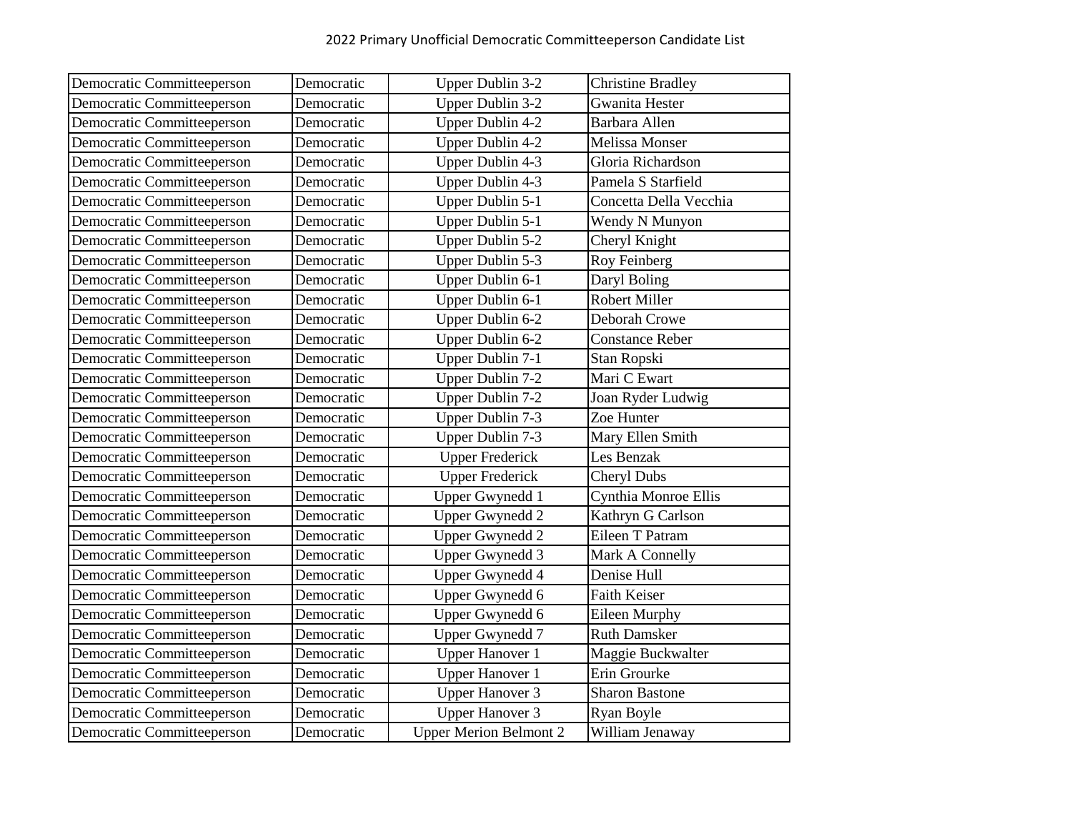# 2022 Primary Unofficial Democratic Committeeperson Candidate List

| | | | |
|---|---|---|---|
| Democratic Committeeperson | Democratic | Upper Dublin 3-2 | Christine Bradley |
| Democratic Committeeperson | Democratic | Upper Dublin 3-2 | Gwanita Hester |
| Democratic Committeeperson | Democratic | Upper Dublin 4-2 | Barbara Allen |
| Democratic Committeeperson | Democratic | Upper Dublin 4-2 | Melissa Monser |
| Democratic Committeeperson | Democratic | Upper Dublin 4-3 | Gloria Richardson |
| Democratic Committeeperson | Democratic | Upper Dublin 4-3 | Pamela S Starfield |
| Democratic Committeeperson | Democratic | Upper Dublin 5-1 | Concetta Della Vecchia |
| Democratic Committeeperson | Democratic | Upper Dublin 5-1 | Wendy N Munyon |
| Democratic Committeeperson | Democratic | Upper Dublin 5-2 | Cheryl Knight |
| Democratic Committeeperson | Democratic | Upper Dublin 5-3 | Roy Feinberg |
| Democratic Committeeperson | Democratic | Upper Dublin 6-1 | Daryl Boling |
| Democratic Committeeperson | Democratic | Upper Dublin 6-1 | Robert Miller |
| Democratic Committeeperson | Democratic | Upper Dublin 6-2 | Deborah Crowe |
| Democratic Committeeperson | Democratic | Upper Dublin 6-2 | Constance Reber |
| Democratic Committeeperson | Democratic | Upper Dublin 7-1 | Stan Ropski |
| Democratic Committeeperson | Democratic | Upper Dublin 7-2 | Mari C Ewart |
| Democratic Committeeperson | Democratic | Upper Dublin 7-2 | Joan Ryder Ludwig |
| Democratic Committeeperson | Democratic | Upper Dublin 7-3 | Zoe Hunter |
| Democratic Committeeperson | Democratic | Upper Dublin 7-3 | Mary Ellen Smith |
| Democratic Committeeperson | Democratic | Upper Frederick | Les Benzak |
| Democratic Committeeperson | Democratic | Upper Frederick | Cheryl Dubs |
| Democratic Committeeperson | Democratic | Upper Gwynedd 1 | Cynthia Monroe Ellis |
| Democratic Committeeperson | Democratic | Upper Gwynedd 2 | Kathryn G Carlson |
| Democratic Committeeperson | Democratic | Upper Gwynedd 2 | Eileen T Patram |
| Democratic Committeeperson | Democratic | Upper Gwynedd 3 | Mark A Connelly |
| Democratic Committeeperson | Democratic | Upper Gwynedd 4 | Denise Hull |
| Democratic Committeeperson | Democratic | Upper Gwynedd 6 | Faith Keiser |
| Democratic Committeeperson | Democratic | Upper Gwynedd 6 | Eileen Murphy |
| Democratic Committeeperson | Democratic | Upper Gwynedd 7 | Ruth Damsker |
| Democratic Committeeperson | Democratic | Upper Hanover 1 | Maggie Buckwalter |
| Democratic Committeeperson | Democratic | Upper Hanover 1 | Erin Grourke |
| Democratic Committeeperson | Democratic | Upper Hanover 3 | Sharon Bastone |
| Democratic Committeeperson | Democratic | Upper Hanover 3 | Ryan Boyle |
| Democratic Committeeperson | Democratic | Upper Merion Belmont 2 | William Jenaway |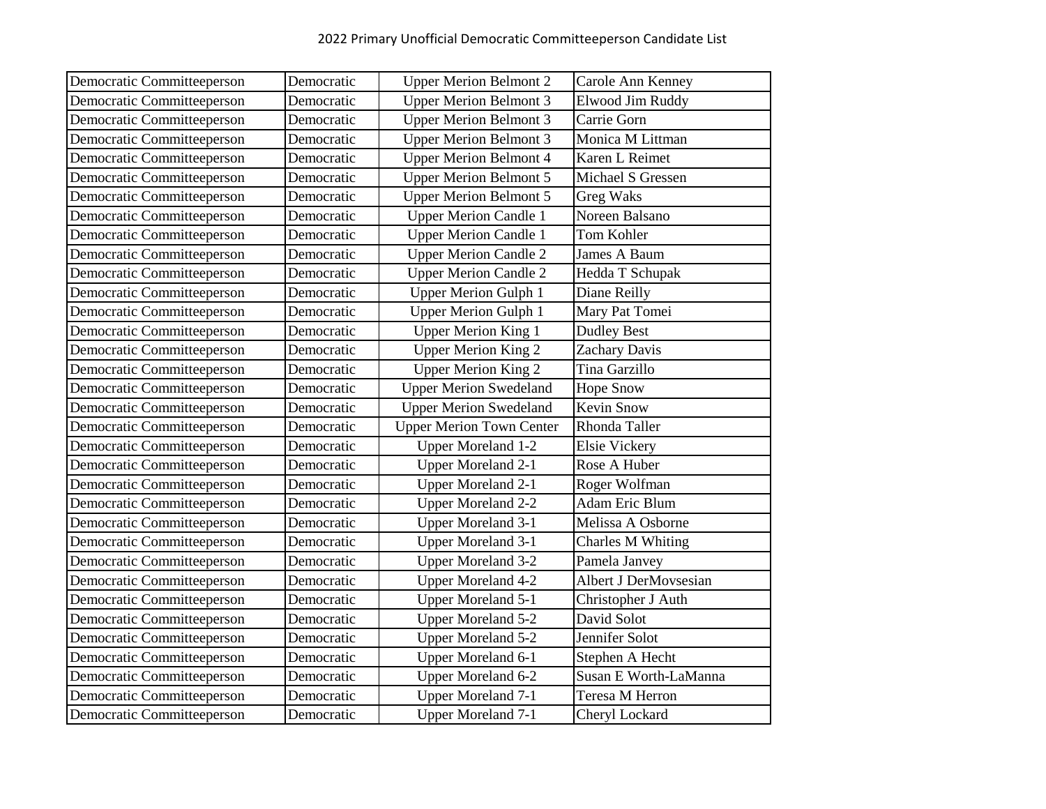2022 Primary Unofficial Democratic Committeeperson Candidate List

| | | | |
|---|---|---|---|
| Democratic Committeeperson | Democratic | Upper Merion Belmont 2 | Carole Ann Kenney |
| Democratic Committeeperson | Democratic | Upper Merion Belmont 3 | Elwood Jim Ruddy |
| Democratic Committeeperson | Democratic | Upper Merion Belmont 3 | Carrie Gorn |
| Democratic Committeeperson | Democratic | Upper Merion Belmont 3 | Monica M Littman |
| Democratic Committeeperson | Democratic | Upper Merion Belmont 4 | Karen L Reimet |
| Democratic Committeeperson | Democratic | Upper Merion Belmont 5 | Michael S Gressen |
| Democratic Committeeperson | Democratic | Upper Merion Belmont 5 | Greg Waks |
| Democratic Committeeperson | Democratic | Upper Merion Candle 1 | Noreen Balsano |
| Democratic Committeeperson | Democratic | Upper Merion Candle 1 | Tom Kohler |
| Democratic Committeeperson | Democratic | Upper Merion Candle 2 | James A Baum |
| Democratic Committeeperson | Democratic | Upper Merion Candle 2 | Hedda T Schupak |
| Democratic Committeeperson | Democratic | Upper Merion Gulph 1 | Diane Reilly |
| Democratic Committeeperson | Democratic | Upper Merion Gulph 1 | Mary Pat Tomei |
| Democratic Committeeperson | Democratic | Upper Merion King 1 | Dudley Best |
| Democratic Committeeperson | Democratic | Upper Merion King 2 | Zachary Davis |
| Democratic Committeeperson | Democratic | Upper Merion King 2 | Tina Garzillo |
| Democratic Committeeperson | Democratic | Upper Merion Swedeland | Hope Snow |
| Democratic Committeeperson | Democratic | Upper Merion Swedeland | Kevin Snow |
| Democratic Committeeperson | Democratic | Upper Merion Town Center | Rhonda Taller |
| Democratic Committeeperson | Democratic | Upper Moreland 1-2 | Elsie Vickery |
| Democratic Committeeperson | Democratic | Upper Moreland 2-1 | Rose A Huber |
| Democratic Committeeperson | Democratic | Upper Moreland 2-1 | Roger Wolfman |
| Democratic Committeeperson | Democratic | Upper Moreland 2-2 | Adam Eric Blum |
| Democratic Committeeperson | Democratic | Upper Moreland 3-1 | Melissa A Osborne |
| Democratic Committeeperson | Democratic | Upper Moreland 3-1 | Charles M Whiting |
| Democratic Committeeperson | Democratic | Upper Moreland 3-2 | Pamela Janvey |
| Democratic Committeeperson | Democratic | Upper Moreland 4-2 | Albert J DerMovsesian |
| Democratic Committeeperson | Democratic | Upper Moreland 5-1 | Christopher J Auth |
| Democratic Committeeperson | Democratic | Upper Moreland 5-2 | David Solot |
| Democratic Committeeperson | Democratic | Upper Moreland 5-2 | Jennifer Solot |
| Democratic Committeeperson | Democratic | Upper Moreland 6-1 | Stephen A Hecht |
| Democratic Committeeperson | Democratic | Upper Moreland 6-2 | Susan E Worth-LaManna |
| Democratic Committeeperson | Democratic | Upper Moreland 7-1 | Teresa M Herron |
| Democratic Committeeperson | Democratic | Upper Moreland 7-1 | Cheryl Lockard |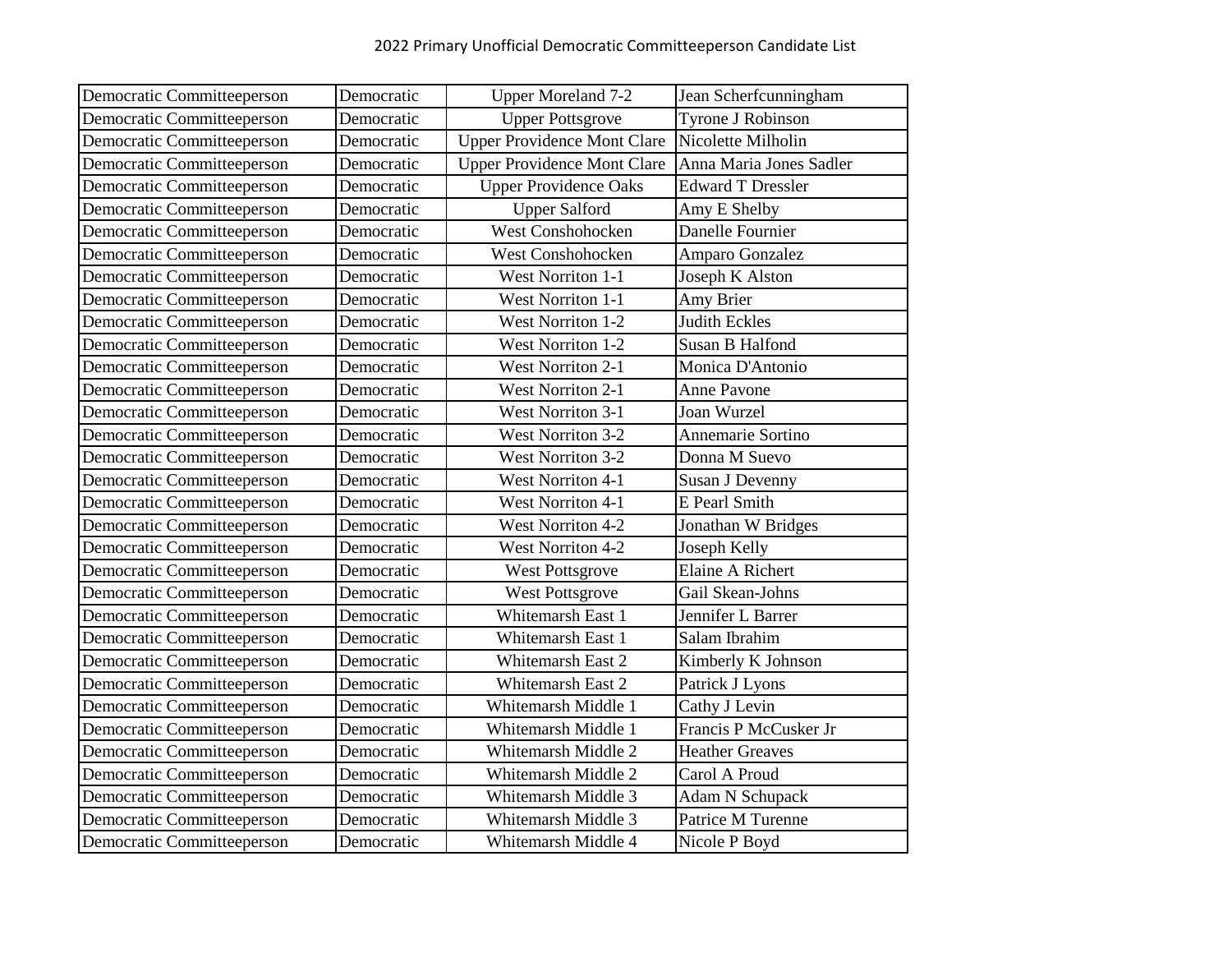| | | | |
|---|---|---|---|
| Democratic Committeeperson | Democratic | Upper Moreland 7-2 | Jean Scherfcunningham |
| Democratic Committeeperson | Democratic | Upper Pottsgrove | Tyrone J Robinson |
| Democratic Committeeperson | Democratic | Upper Providence Mont Clare | Nicolette Milholin |
| Democratic Committeeperson | Democratic | Upper Providence Mont Clare | Anna Maria Jones Sadler |
| Democratic Committeeperson | Democratic | Upper Providence Oaks | Edward T Dressler |
| Democratic Committeeperson | Democratic | Upper Salford | Amy E Shelby |
| Democratic Committeeperson | Democratic | West Conshohocken | Danelle Fournier |
| Democratic Committeeperson | Democratic | West Conshohocken | Amparo Gonzalez |
| Democratic Committeeperson | Democratic | West Norriton 1-1 | Joseph K Alston |
| Democratic Committeeperson | Democratic | West Norriton 1-1 | Amy Brier |
| Democratic Committeeperson | Democratic | West Norriton 1-2 | Judith Eckles |
| Democratic Committeeperson | Democratic | West Norriton 1-2 | Susan B Halfond |
| Democratic Committeeperson | Democratic | West Norriton 2-1 | Monica D'Antonio |
| Democratic Committeeperson | Democratic | West Norriton 2-1 | Anne Pavone |
| Democratic Committeeperson | Democratic | West Norriton 3-1 | Joan Wurzel |
| Democratic Committeeperson | Democratic | West Norriton 3-2 | Annemarie Sortino |
| Democratic Committeeperson | Democratic | West Norriton 3-2 | Donna M Suevo |
| Democratic Committeeperson | Democratic | West Norriton 4-1 | Susan J Devenny |
| Democratic Committeeperson | Democratic | West Norriton 4-1 | E Pearl Smith |
| Democratic Committeeperson | Democratic | West Norriton 4-2 | Jonathan W Bridges |
| Democratic Committeeperson | Democratic | West Norriton 4-2 | Joseph Kelly |
| Democratic Committeeperson | Democratic | West Pottsgrove | Elaine A Richert |
| Democratic Committeeperson | Democratic | West Pottsgrove | Gail Skean-Johns |
| Democratic Committeeperson | Democratic | Whitemarsh East 1 | Jennifer L Barrer |
| Democratic Committeeperson | Democratic | Whitemarsh East 1 | Salam Ibrahim |
| Democratic Committeeperson | Democratic | Whitemarsh East 2 | Kimberly K Johnson |
| Democratic Committeeperson | Democratic | Whitemarsh East 2 | Patrick J Lyons |
| Democratic Committeeperson | Democratic | Whitemarsh Middle 1 | Cathy J Levin |
| Democratic Committeeperson | Democratic | Whitemarsh Middle 1 | Francis P McCusker Jr |
| Democratic Committeeperson | Democratic | Whitemarsh Middle 2 | Heather Greaves |
| Democratic Committeeperson | Democratic | Whitemarsh Middle 2 | Carol A Proud |
| Democratic Committeeperson | Democratic | Whitemarsh Middle 3 | Adam N Schupack |
| Democratic Committeeperson | Democratic | Whitemarsh Middle 3 | Patrice M Turenne |
| Democratic Committeeperson | Democratic | Whitemarsh Middle 4 | Nicole P Boyd |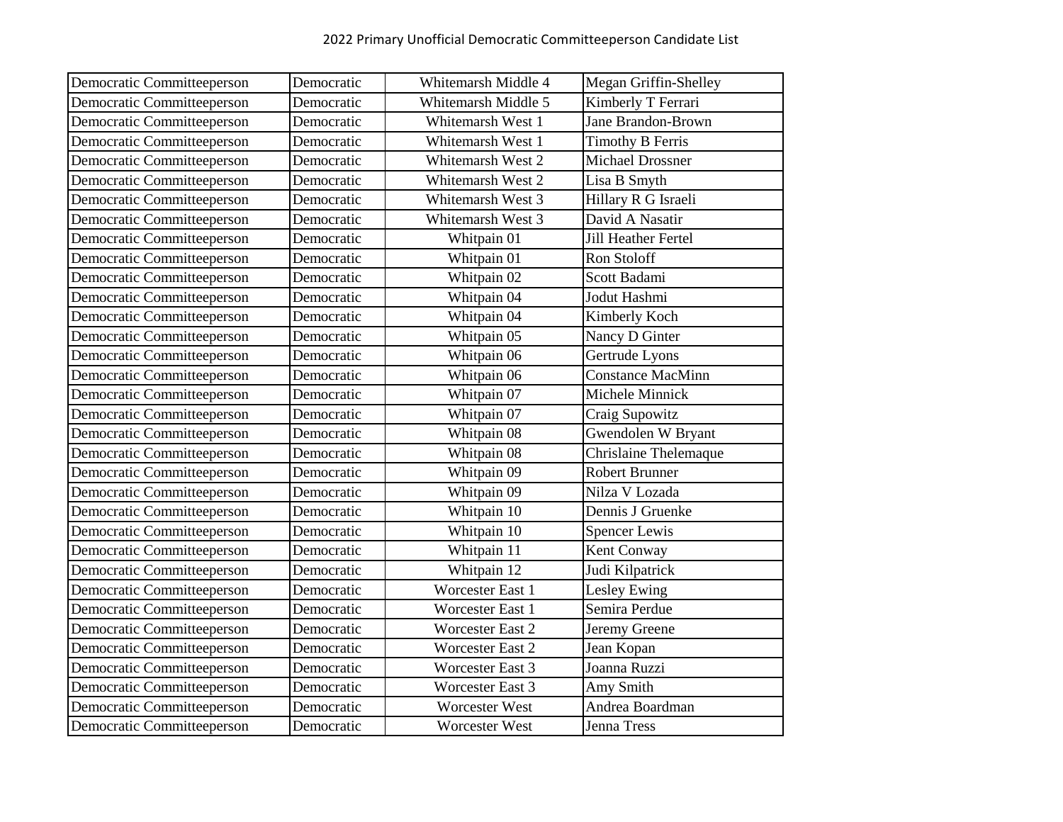2022 Primary Unofficial Democratic Committeeperson Candidate List

| | | | |
|---|---|---|---|
| Democratic Committeeperson | Democratic | Whitemarsh Middle 4 | Megan Griffin-Shelley |
| Democratic Committeeperson | Democratic | Whitemarsh Middle 5 | Kimberly T Ferrari |
| Democratic Committeeperson | Democratic | Whitemarsh West 1 | Jane Brandon-Brown |
| Democratic Committeeperson | Democratic | Whitemarsh West 1 | Timothy B Ferris |
| Democratic Committeeperson | Democratic | Whitemarsh West 2 | Michael Drossner |
| Democratic Committeeperson | Democratic | Whitemarsh West 2 | Lisa B Smyth |
| Democratic Committeeperson | Democratic | Whitemarsh West 3 | Hillary R G Israeli |
| Democratic Committeeperson | Democratic | Whitemarsh West 3 | David A Nasatir |
| Democratic Committeeperson | Democratic | Whitpain 01 | Jill Heather Fertel |
| Democratic Committeeperson | Democratic | Whitpain 01 | Ron Stoloff |
| Democratic Committeeperson | Democratic | Whitpain 02 | Scott Badami |
| Democratic Committeeperson | Democratic | Whitpain 04 | Jodut Hashmi |
| Democratic Committeeperson | Democratic | Whitpain 04 | Kimberly Koch |
| Democratic Committeeperson | Democratic | Whitpain 05 | Nancy D Ginter |
| Democratic Committeeperson | Democratic | Whitpain 06 | Gertrude Lyons |
| Democratic Committeeperson | Democratic | Whitpain 06 | Constance MacMinn |
| Democratic Committeeperson | Democratic | Whitpain 07 | Michele Minnick |
| Democratic Committeeperson | Democratic | Whitpain 07 | Craig Supowitz |
| Democratic Committeeperson | Democratic | Whitpain 08 | Gwendolen W Bryant |
| Democratic Committeeperson | Democratic | Whitpain 08 | Chrislaine Thelemaque |
| Democratic Committeeperson | Democratic | Whitpain 09 | Robert Brunner |
| Democratic Committeeperson | Democratic | Whitpain 09 | Nilza V Lozada |
| Democratic Committeeperson | Democratic | Whitpain 10 | Dennis J Gruenke |
| Democratic Committeeperson | Democratic | Whitpain 10 | Spencer Lewis |
| Democratic Committeeperson | Democratic | Whitpain 11 | Kent Conway |
| Democratic Committeeperson | Democratic | Whitpain 12 | Judi Kilpatrick |
| Democratic Committeeperson | Democratic | Worcester East 1 | Lesley Ewing |
| Democratic Committeeperson | Democratic | Worcester East 1 | Semira Perdue |
| Democratic Committeeperson | Democratic | Worcester East 2 | Jeremy Greene |
| Democratic Committeeperson | Democratic | Worcester East 2 | Jean Kopan |
| Democratic Committeeperson | Democratic | Worcester East 3 | Joanna Ruzzi |
| Democratic Committeeperson | Democratic | Worcester East 3 | Amy Smith |
| Democratic Committeeperson | Democratic | Worcester West | Andrea Boardman |
| Democratic Committeeperson | Democratic | Worcester West | Jenna Tress |